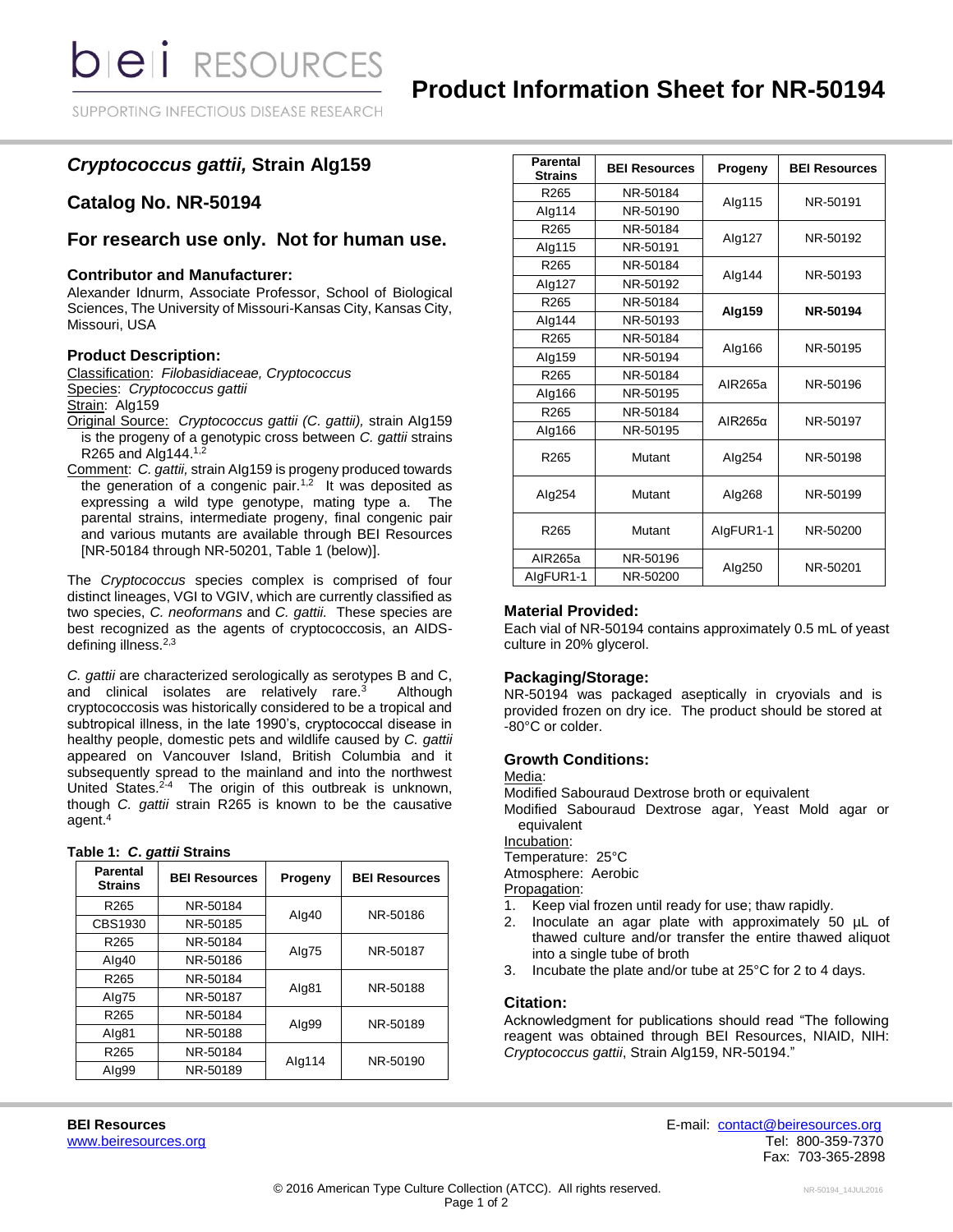# Product Information Sheet for NR-50194

## *Cryptococcus gattii,* Strain AIg159

## Catalog No. NR-50194

## For research use only. Not for human use.

### Contributor and Manufacturer:

Alexander Idnurm, Associate Professor, School of Biological Sciences, The University of Missouri-Kansas City, Kansas City, Missouri, USA

### Product Description:

Classification: *Filobasidiaceae, Cryptococcus*

Species: *Cryptococcus gattii*

Strain: AIg159

Original Source: *Cryptococcus gattii (C. gattii),* strain AIg159 is the progeny of a genotypic cross between *C. gattii* strains R265 and AIg144.[1,2]

Comment: *C. gattii,* strain AIg159 is progeny produced towards the generation of a congenic pair.[1,2] It was deposited as expressing a wild type genotype, mating type a. The parental strains, intermediate progeny, final congenic pair and various mutants are available through BEI Resources [NR-50184 through NR-50201, Table 1 (below)].

The *Cryptococcus* species complex is comprised of four distinct lineages, VGI to VGIV, which are currently classified as two species, *C. neoformans* and *C. gattii.* These species are best recognized as the agents of cryptococcosis, an AIDS-defining illness.[2,3]

*C. gattii* are characterized serologically as serotypes B and C, and clinical isolates are relatively rare.[3] Although cryptococcosis was historically considered to be a tropical and subtropical illness, in the late 1990's, cryptococcal disease in healthy people, domestic pets and wildlife caused by *C. gattii* appeared on Vancouver Island, British Columbia and it subsequently spread to the mainland and into the northwest United States.[2-4] The origin of this outbreak is unknown, though *C. gattii* strain R265 is known to be the causative agent.[4]

**Table 1: *C. gattii* Strains**

| Parental Strains | BEI Resources | Progeny | BEI Resources |
|---|---|---|---|
| R265 | NR-50184 | AIg40 | NR-50186 |
| CBS1930 | NR-50185 | | |
| R265 | NR-50184 | AIg75 | NR-50187 |
| AIg40 | NR-50186 | | |
| R265 | NR-50184 | AIg81 | NR-50188 |
| AIg75 | NR-50187 | | |
| R265 | NR-50184 | AIg99 | NR-50189 |
| AIg81 | NR-50188 | | |
| R265 | NR-50184 | AIg114 | NR-50190 |
| AIg99 | NR-50189 | | |
| R265 | NR-50184 | AIg115 | NR-50191 |
| AIg114 | NR-50190 | | |
| R265 | NR-50184 | AIg127 | NR-50192 |
| AIg115 | NR-50191 | | |
| R265 | NR-50184 | AIg144 | NR-50193 |
| AIg127 | NR-50192 | | |
| R265 | NR-50184 | **AIg159** | **NR-50194** |
| AIg144 | NR-50193 | | |
| R265 | NR-50184 | AIg166 | NR-50195 |
| AIg159 | NR-50194 | | |
| R265 | NR-50184 | AIR265a | NR-50196 |
| AIg166 | NR-50195 | | |
| R265 | NR-50184 | AIR265α | NR-50197 |
| AIg166 | NR-50195 | | |
| R265 | Mutant | AIg254 | NR-50198 |
| AIg254 | Mutant | AIg268 | NR-50199 |
| R265 | Mutant | AIgFUR1-1 | NR-50200 |
| AIR265a | NR-50196 | AIg250 | NR-50201 |
| AIgFUR1-1 | NR-50200 | | |

### Material Provided:

Each vial of NR-50194 contains approximately 0.5 mL of yeast culture in 20% glycerol.

### Packaging/Storage:

NR-50194 was packaged aseptically in cryovials and is provided frozen on dry ice. The product should be stored at -80°C or colder.

### Growth Conditions:

Media:

Modified Sabouraud Dextrose broth or equivalent

Modified Sabouraud Dextrose agar, Yeast Mold agar or equivalent

Incubation:

Temperature: 25°C

Atmosphere: Aerobic

Propagation:

1. Keep vial frozen until ready for use; thaw rapidly.
2. Inoculate an agar plate with approximately 50 µL of thawed culture and/or transfer the entire thawed aliquot into a single tube of broth
3. Incubate the plate and/or tube at 25°C for 2 to 4 days.

### Citation:

Acknowledgment for publications should read "The following reagent was obtained through BEI Resources, NIAID, NIH: *Cryptococcus gattii*, Strain AIg159, NR-50194."

**BEI Resources**
www.beiresources.org

E-mail: contact@beiresources.org
Tel: 800-359-7370
Fax: 703-365-2898

© 2016 American Type Culture Collection (ATCC). All rights reserved.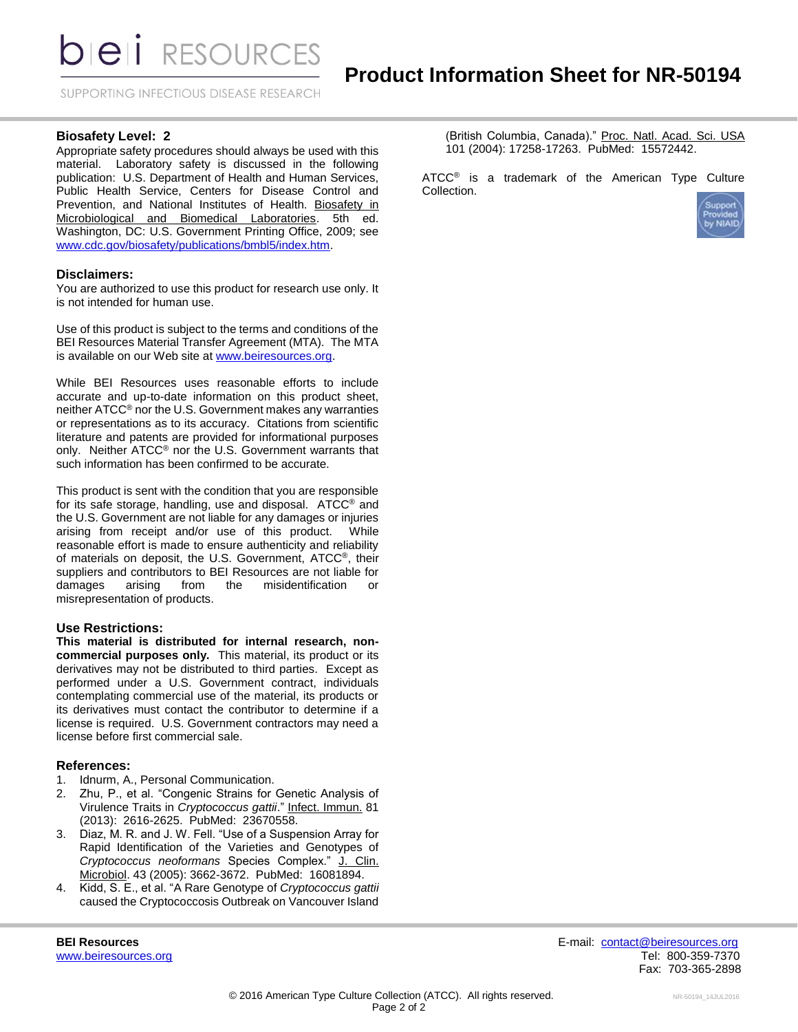### Biosafety Level: 2

Appropriate safety procedures should always be used with this material. Laboratory safety is discussed in the following publication: U.S. Department of Health and Human Services, Public Health Service, Centers for Disease Control and Prevention, and National Institutes of Health. Biosafety in Microbiological and Biomedical Laboratories. 5th ed. Washington, DC: U.S. Government Printing Office, 2009; see www.cdc.gov/biosafety/publications/bmbl5/index.htm.

### Disclaimers:

You are authorized to use this product for research use only. It is not intended for human use.

Use of this product is subject to the terms and conditions of the BEI Resources Material Transfer Agreement (MTA). The MTA is available on our Web site at www.beiresources.org.

While BEI Resources uses reasonable efforts to include accurate and up-to-date information on this product sheet, neither ATCC® nor the U.S. Government makes any warranties or representations as to its accuracy. Citations from scientific literature and patents are provided for informational purposes only. Neither ATCC® nor the U.S. Government warrants that such information has been confirmed to be accurate.

This product is sent with the condition that you are responsible for its safe storage, handling, use and disposal. ATCC® and the U.S. Government are not liable for any damages or injuries arising from receipt and/or use of this product. While reasonable effort is made to ensure authenticity and reliability of materials on deposit, the U.S. Government, ATCC®, their suppliers and contributors to BEI Resources are not liable for damages arising from the misidentification or misrepresentation of products.

### Use Restrictions:

**This material is distributed for internal research, non-commercial purposes only.** This material, its product or its derivatives may not be distributed to third parties. Except as performed under a U.S. Government contract, individuals contemplating commercial use of the material, its products or its derivatives must contact the contributor to determine if a license is required. U.S. Government contractors may need a license before first commercial sale.

### References:

1. Idnurm, A., Personal Communication.
2. Zhu, P., et al. "Congenic Strains for Genetic Analysis of Virulence Traits in *Cryptococcus gattii*." Infect. Immun. 81 (2013): 2616-2625. PubMed: 23670558.
3. Diaz, M. R. and J. W. Fell. "Use of a Suspension Array for Rapid Identification of the Varieties and Genotypes of *Cryptococcus neoformans* Species Complex." J. Clin. Microbiol. 43 (2005): 3662-3672. PubMed: 16081894.
4. Kidd, S. E., et al. "A Rare Genotype of *Cryptococcus gattii* caused the Cryptococcosis Outbreak on Vancouver Island (British Columbia, Canada)." Proc. Natl. Acad. Sci. USA 101 (2004): 17258-17263. PubMed: 15572442.

ATCC® is a trademark of the American Type Culture Collection.

Support Provided by NIAID

**BEI Resources**
www.beiresources.org

E-mail: contact@beiresources.org
Tel: 800-359-7370
Fax: 703-365-2898

© 2016 American Type Culture Collection (ATCC). All rights reserved.

NR-50194_14JUL2016